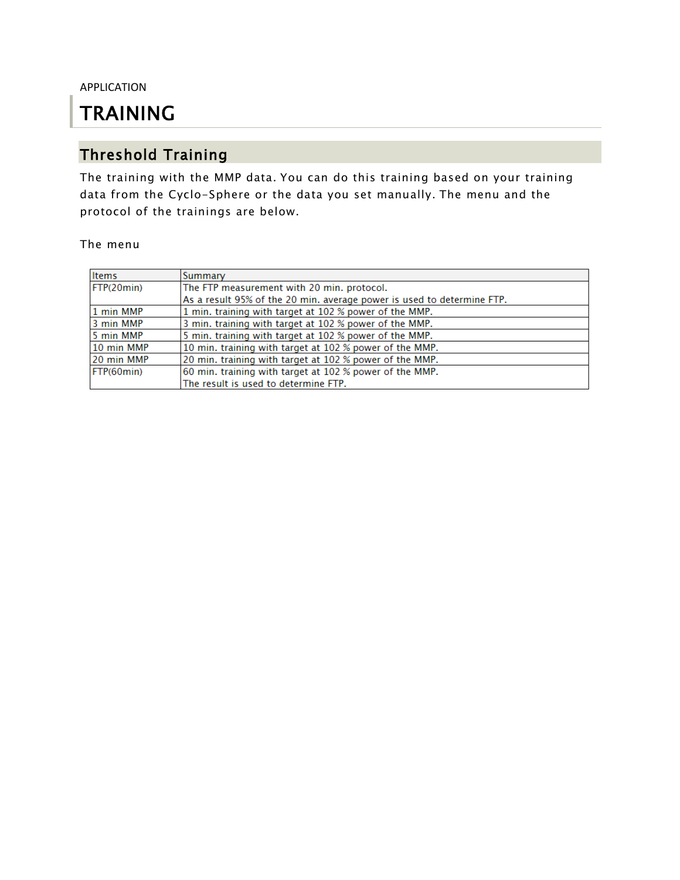APPLICATION

# TRAINING

## Threshold Training

The training with the MMP data. You can do this training based on your training data from the Cyclo-Sphere or the data you set manually. The menu and the protocol of the trainings are below.

The menu

| Items | Summary |
| --- | --- |
| FTP(20min) | The FTP measurement with 20 min. protocol.<br>As a result 95% of the 20 min. average power is used to determine FTP. |
| 1 min MMP | 1 min. training with target at 102 % power of the MMP. |
| 3 min MMP | 3 min. training with target at 102 % power of the MMP. |
| 5 min MMP | 5 min. training with target at 102 % power of the MMP. |
| 10 min MMP | 10 min. training with target at 102 % power of the MMP. |
| 20 min MMP | 20 min. training with target at 102 % power of the MMP. |
| FTP(60min) | 60 min. training with target at 102 % power of the MMP.<br>The result is used to determine FTP. |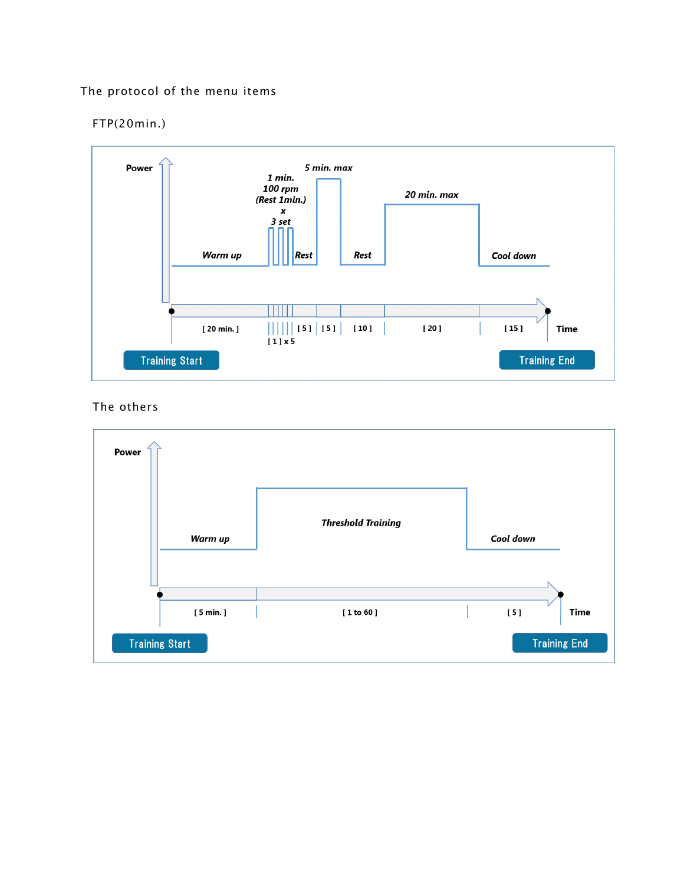The protocol of the menu items

FTP(20min.)

Power

Warm up

1 min.
100 rpm
(Rest 1min.)
x
3 set

Rest

5 min. max

Rest

20 min. max

Cool down

[ 20 min. ] [ 1 ] x 5 [ 5 ] [ 5 ] [ 10 ] [ 20 ] [ 15 ] Time

Training Start

Training End

The others

Power

Warm up

Threshold Training

Cool down

[ 5 min. ] [ 1 to 60 ] [ 5 ] Time

Training Start

Training End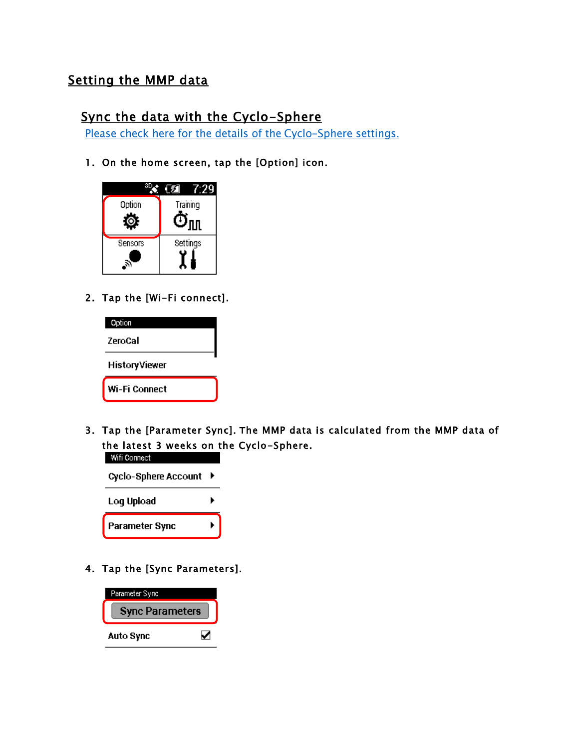# Setting the MMP data

## Sync the data with the Cyclo-Sphere

Please check here for the details of the Cyclo-Sphere settings.

1. On the home screen, tap the [Option] icon.

2. Tap the [Wi-Fi connect].

3. Tap the [Parameter Sync]. The MMP data is calculated from the MMP data of the latest 3 weeks on the Cyclo-Sphere.

4. Tap the [Sync Parameters].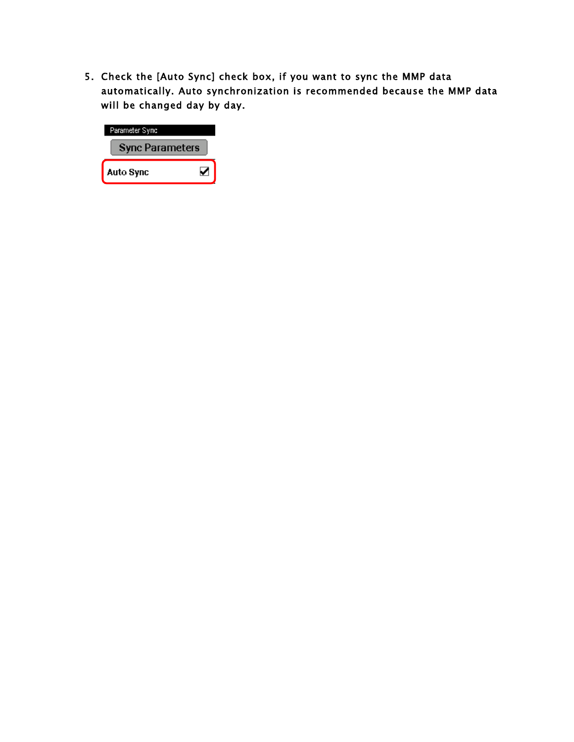5. Check the [Auto Sync] check box, if you want to sync the MMP data automatically. Auto synchronization is recommended because the MMP data will be changed day by day.

Parameter Sync

Sync Parameters

Auto Sync ☑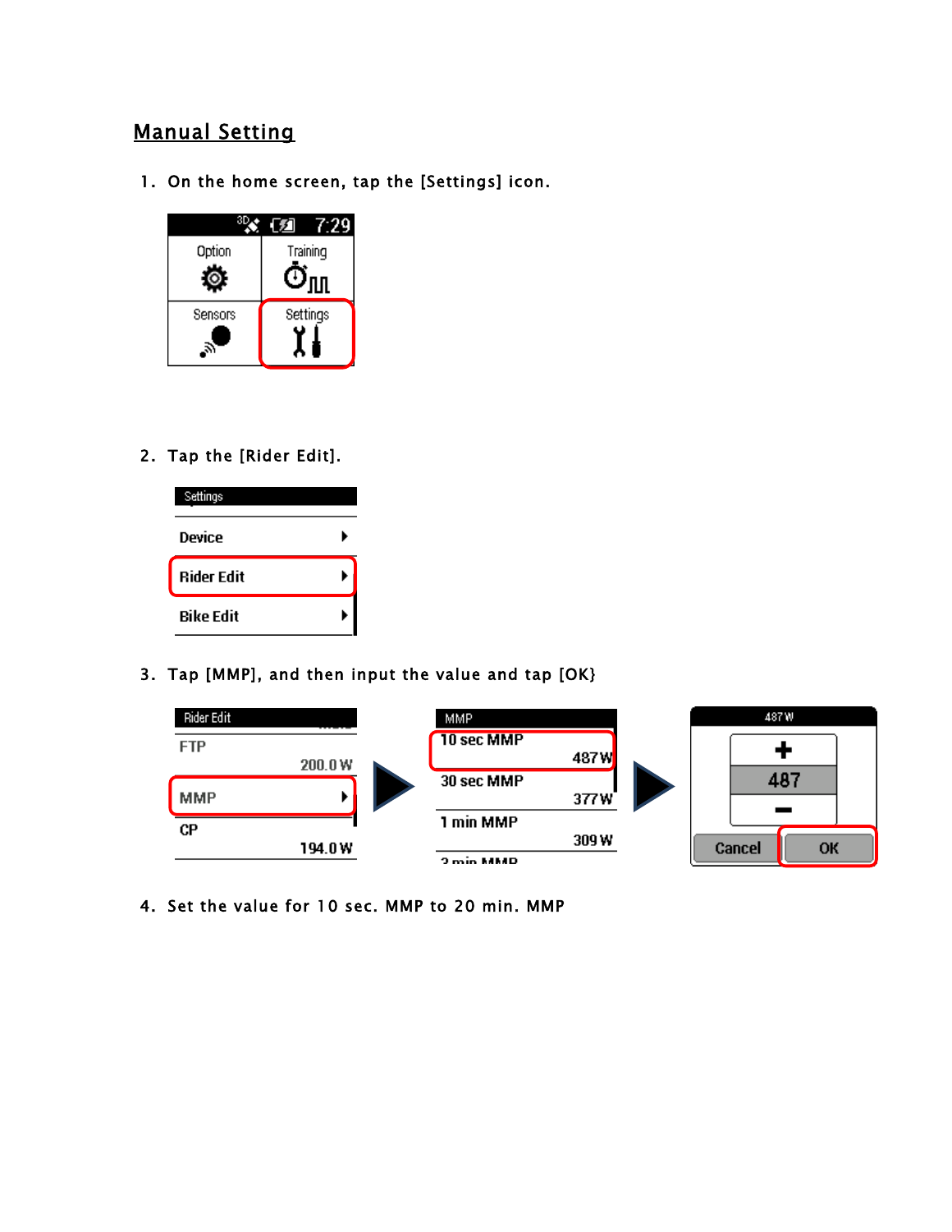## Manual Setting

1. On the home screen, tap the [Settings] icon.

2. Tap the [Rider Edit].

3. Tap [MMP], and then input the value and tap [OK}

4. Set the value for 10 sec. MMP to 20 min. MMP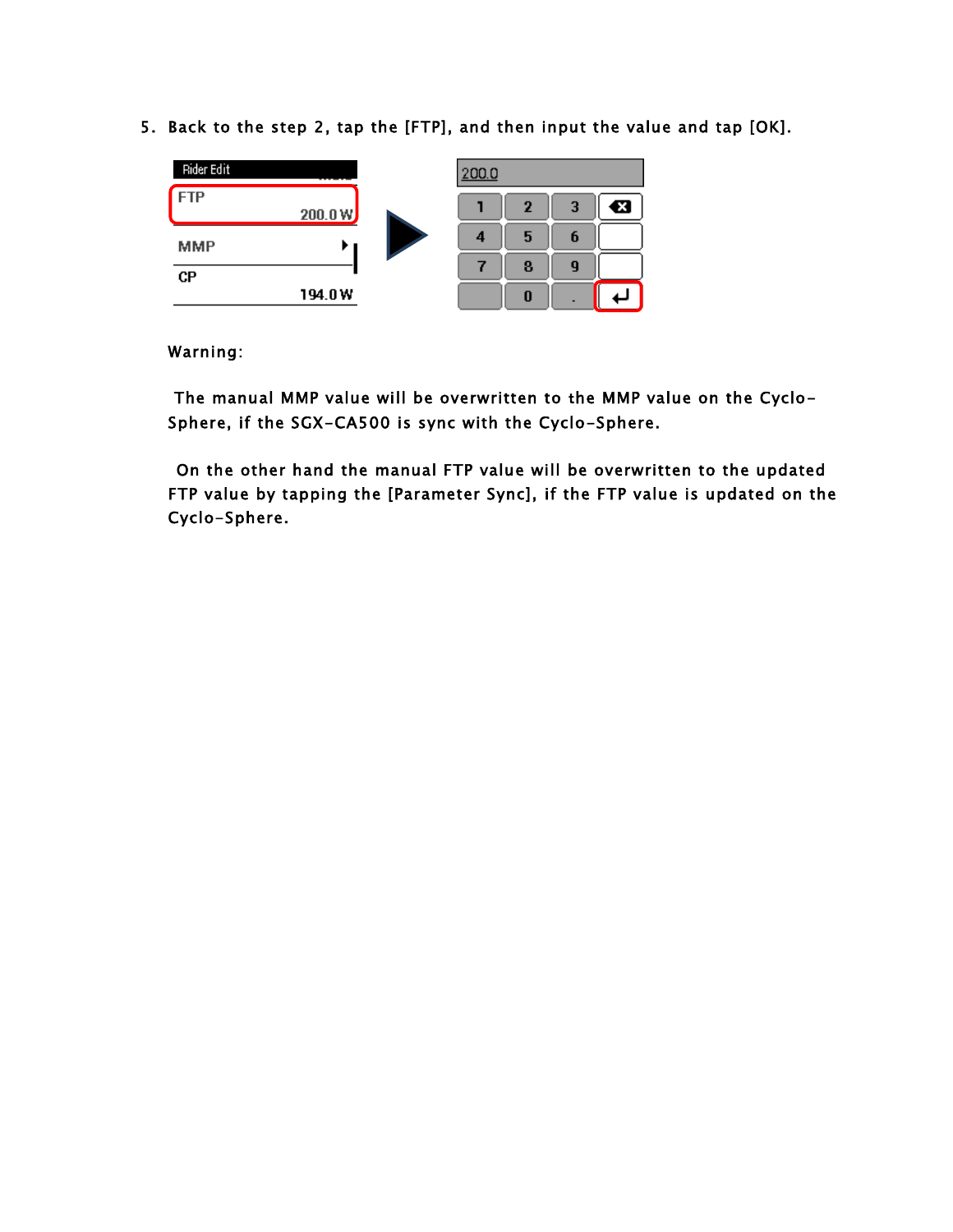5. Back to the step 2, tap the [FTP], and then input the value and tap [OK].

Warning:

The manual MMP value will be overwritten to the MMP value on the Cyclo-Sphere, if the SGX-CA500 is sync with the Cyclo-Sphere.

On the other hand the manual FTP value will be overwritten to the updated FTP value by tapping the [Parameter Sync], if the FTP value is updated on the Cyclo-Sphere.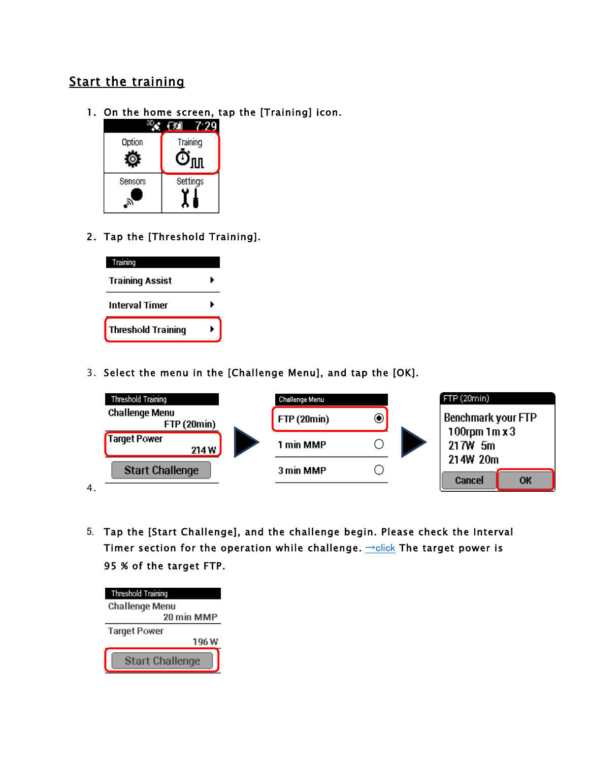## Start the training

1. On the home screen, tap the [Training] icon.

2. Tap the [Threshold Training].

3. Select the menu in the [Challenge Menu], and tap the [OK].

4. 

5. Tap the [Start Challenge], and the challenge begin. Please check the Interval Timer section for the operation while challenge. →click The target power is 95 % of the target FTP.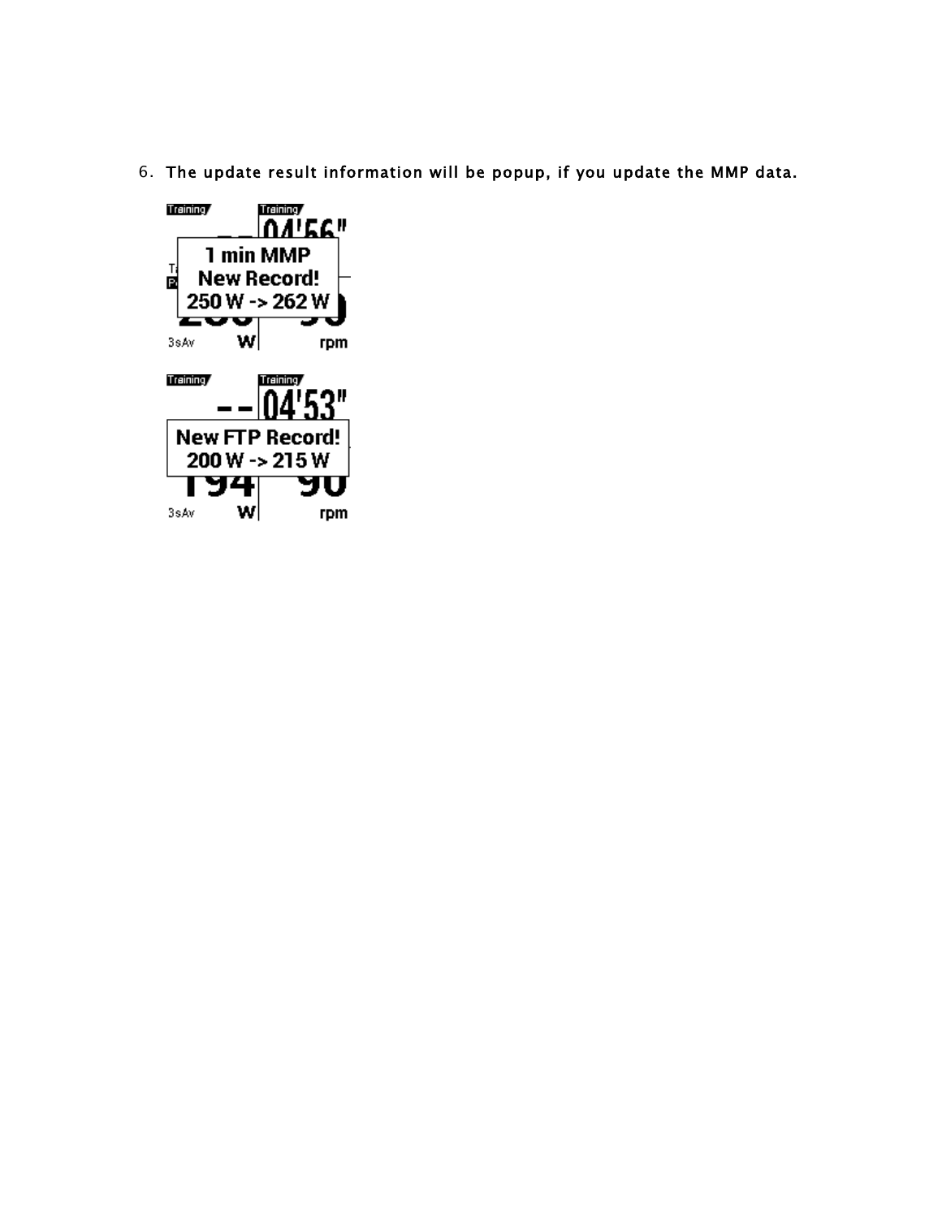6. **The update result information will be popup, if you update the MMP data.**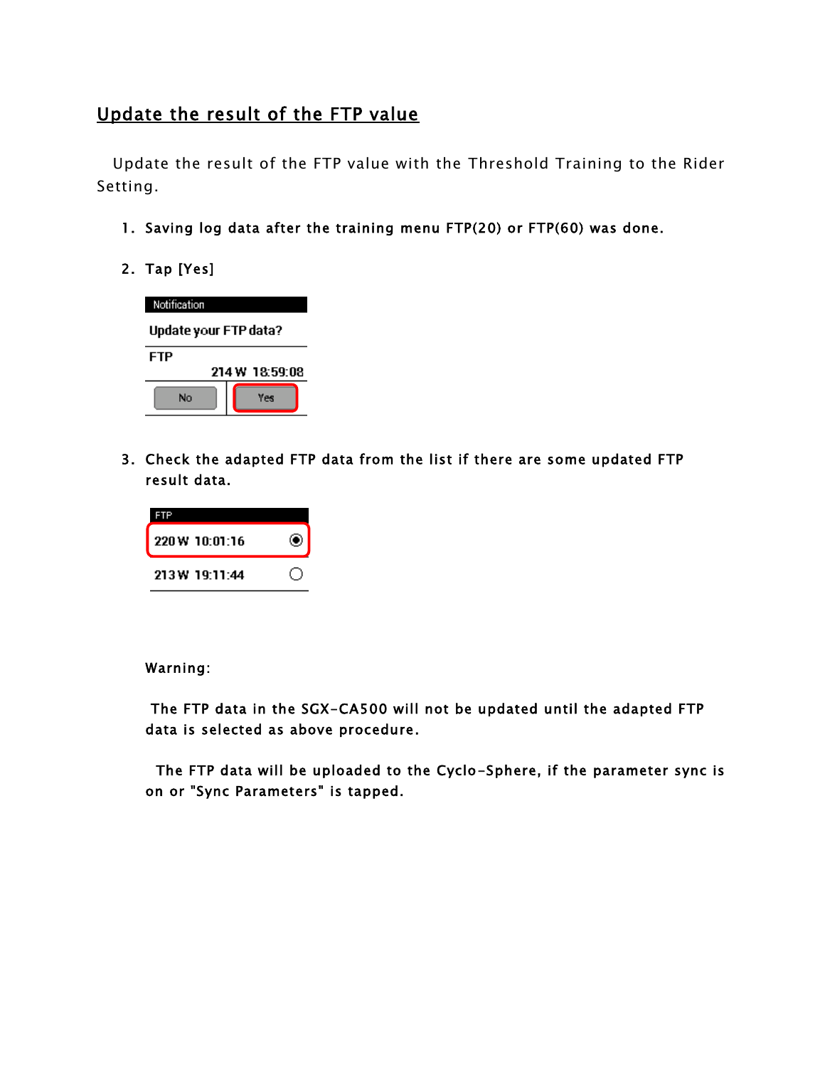## Update the result of the FTP value

Update the result of the FTP value with the Threshold Training to the Rider Setting.

1. Saving log data after the training menu FTP(20) or FTP(60) was done.

2. Tap [Yes]

Notification

Update your FTP data?

FTP

214 W 18:59:08

No Yes

3. Check the adapted FTP data from the list if there are some updated FTP result data.

FTP

220 W 10:01:16

213 W 19:11:44

Warning:

The FTP data in the SGX-CA500 will not be updated until the adapted FTP data is selected as above procedure.

The FTP data will be uploaded to the Cyclo-Sphere, if the parameter sync is on or "Sync Parameters" is tapped.